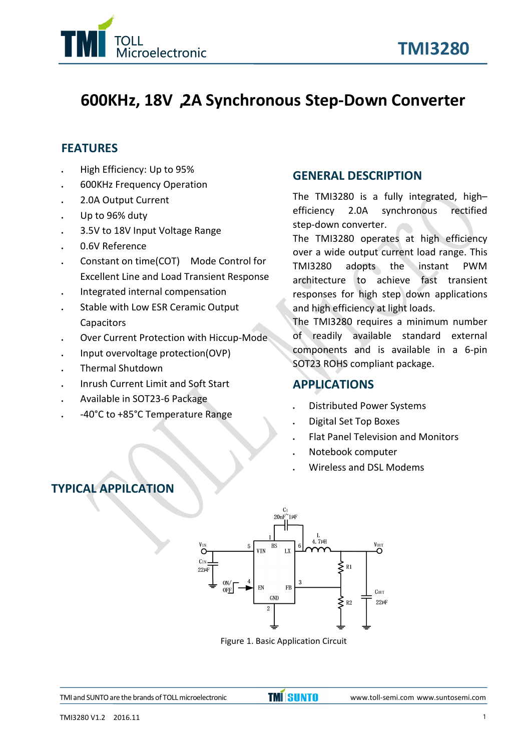# 600KHz, 18V ,2A Synchronous Step-Down Converter

## FEATURES

- High Efficiency: Up to 95%
- 600KHz Frequency Operation
- 2.0A Output Current
- Up to 96% duty
- 3.5V to 18V Input Voltage Range
- 0.6V Reference
- Constant on time(COT) Mode Control for Excellent Line and Load Transient Response
- Integrated internal compensation
- Stable with Low ESR Ceramic Output Capacitors
- Over Current Protection with Hiccup-Mode
- Input overvoltage protection(OVP)
- Thermal Shutdown
- Inrush Current Limit and Soft Start
- Available in SOT23-6 Package
- -40°C to +85°C Temperature Range

## GENERAL DESCRIPTION

The TMI3280 is a fully integrated, high–efficiency 2.0A synchronous rectified step-down converter.

The TMI3280 operates at high efficiency over a wide output current load range. This TMI3280 adopts the instant PWM architecture to achieve fast transient responses for high step down applications and high efficiency at light loads.

The TMI3280 requires a minimum number of readily available standard external components and is available in a 6-pin SOT23 ROHS compliant package.

## APPLICATIONS

- Distributed Power Systems
- Digital Set Top Boxes
- Flat Panel Television and Monitors
- Notebook computer
- Wireless and DSL Modems

## TYPICAL APPILCATION

Figure 1. Basic Application Circuit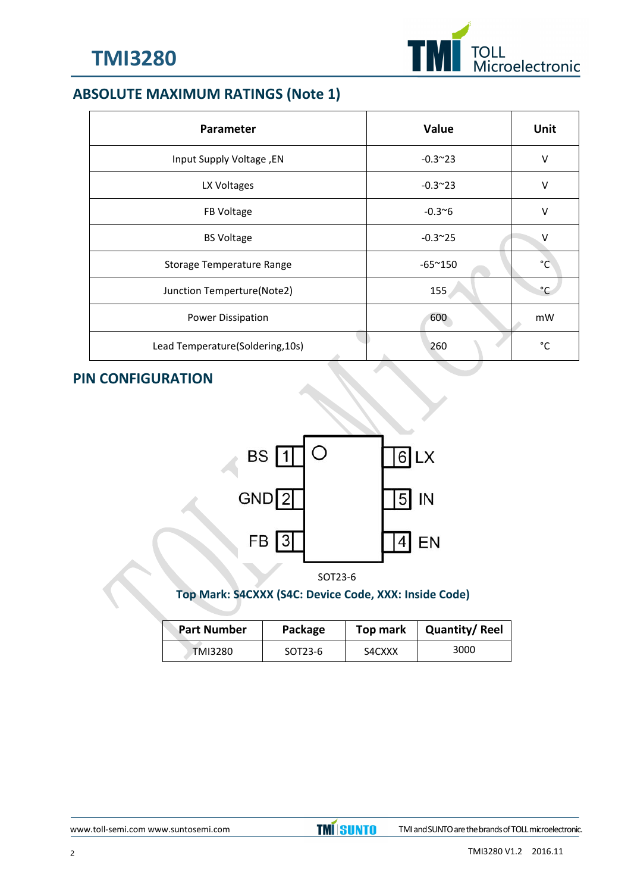## ABSOLUTE MAXIMUM RATINGS (Note 1)

| Parameter | Value | Unit |
|---|---|---|
| Input Supply Voltage ,EN | -0.3~23 | V |
| LX Voltages | -0.3~23 | V |
| FB Voltage | -0.3~6 | V |
| BS Voltage | -0.3~25 | V |
| Storage Temperature Range | -65~150 | °C |
| Junction Temperture(Note2) | 155 | °C |
| Power Dissipation | 600 | mW |
| Lead Temperature(Soldering,10s) | 260 | °C |

## PIN CONFIGURATION

BS 1 | GND 2 | FB 3 | 4 EN | 5 IN | 6 LX

SOT23-6

**Top Mark: S4CXXX (S4C: Device Code, XXX: Inside Code)**

| Part Number | Package | Top mark | Quantity/ Reel |
|---|---|---|---|
| TMI3280 | SOT23-6 | S4CXXX | 3000 |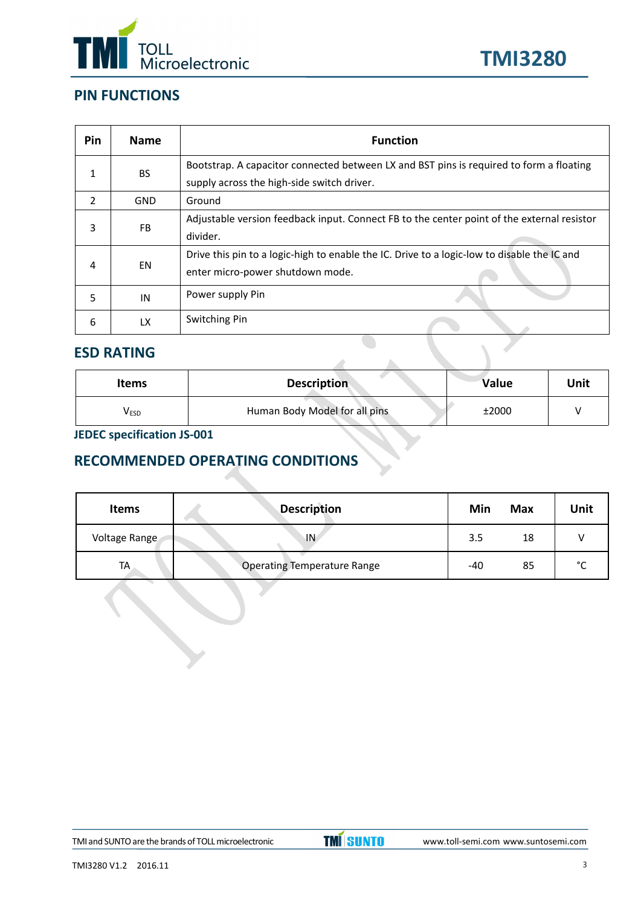## PIN FUNCTIONS

| Pin | Name | Function |
|---|---|---|
| 1 | BS | Bootstrap. A capacitor connected between LX and BST pins is required to form a floating supply across the high-side switch driver. |
| 2 | GND | Ground |
| 3 | FB | Adjustable version feedback input. Connect FB to the center point of the external resistor divider. |
| 4 | EN | Drive this pin to a logic-high to enable the IC. Drive to a logic-low to disable the IC and enter micro-power shutdown mode. |
| 5 | IN | Power supply Pin |
| 6 | LX | Switching Pin |

## ESD RATING

| Items | Description | Value | Unit |
|---|---|---|---|
| $V_{ESD}$ | Human Body Model for all pins | ±2000 | V |

**JEDEC specification JS-001**

## RECOMMENDED OPERATING CONDITIONS

| Items | Description | Min | Max | Unit |
|---|---|---|---|---|
| Voltage Range | IN | 3.5 | 18 | V |
| TA | Operating Temperature Range | -40 | 85 | °C |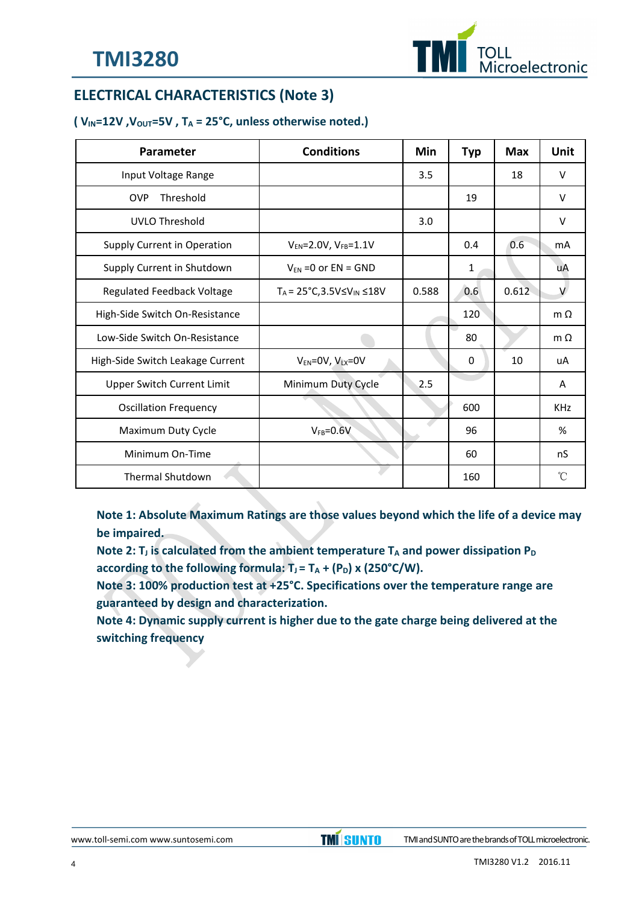## ELECTRICAL CHARACTERISTICS (Note 3)

**( $V_{IN}$=12V ,$V_{OUT}$=5V , $T_A$ = 25°C, unless otherwise noted.)**

| Parameter | Conditions | Min | Typ | Max | Unit |
|---|---|---|---|---|---|
| Input Voltage Range | | 3.5 | | 18 | V |
| OVP Threshold | | | 19 | | V |
| UVLO Threshold | | 3.0 | | | V |
| Supply Current in Operation | $V_{EN}$=2.0V, $V_{FB}$=1.1V | | 0.4 | 0.6 | mA |
| Supply Current in Shutdown | $V_{EN}$ =0 or EN = GND | | 1 | | uA |
| Regulated Feedback Voltage | $T_A$ = 25°C,3.5V≤$V_{IN}$ ≤18V | 0.588 | 0.6 | 0.612 | V |
| High-Side Switch On-Resistance | | | 120 | | m Ω |
| Low-Side Switch On-Resistance | | | 80 | | m Ω |
| High-Side Switch Leakage Current | $V_{EN}$=0V, $V_{LX}$=0V | | 0 | 10 | uA |
| Upper Switch Current Limit | Minimum Duty Cycle | 2.5 | | | A |
| Oscillation Frequency | | | 600 | | KHz |
| Maximum Duty Cycle | $V_{FB}$=0.6V | | 96 | | % |
| Minimum On-Time | | | 60 | | nS |
| Thermal Shutdown | | | 160 | | ℃ |

**Note 1: Absolute Maximum Ratings are those values beyond which the life of a device may be impaired.**

**Note 2: $T_J$ is calculated from the ambient temperature $T_A$ and power dissipation $P_D$ according to the following formula: $T_J = T_A + (P_D) \times (250°C/W)$.**

**Note 3: 100% production test at +25°C. Specifications over the temperature range are guaranteed by design and characterization.**

**Note 4: Dynamic supply current is higher due to the gate charge being delivered at the switching frequency**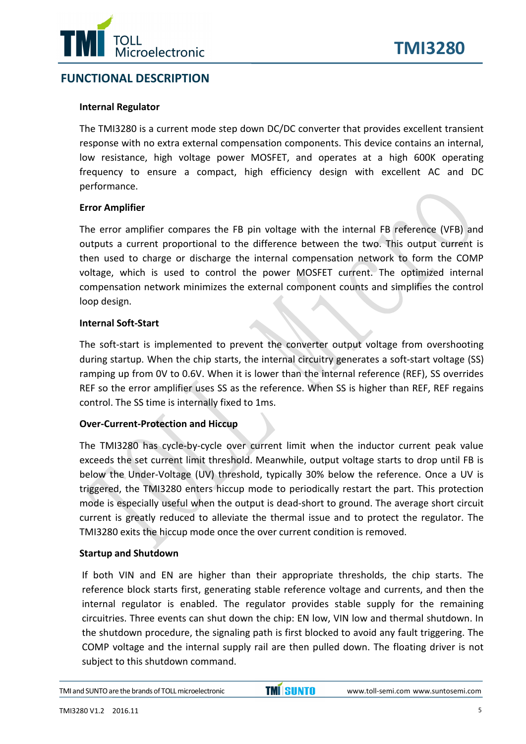## FUNCTIONAL DESCRIPTION

### Internal Regulator

The TMI3280 is a current mode step down DC/DC converter that provides excellent transient response with no extra external compensation components. This device contains an internal, low resistance, high voltage power MOSFET, and operates at a high 600K operating frequency to ensure a compact, high efficiency design with excellent AC and DC performance.

### Error Amplifier

The error amplifier compares the FB pin voltage with the internal FB reference (VFB) and outputs a current proportional to the difference between the two. This output current is then used to charge or discharge the internal compensation network to form the COMP voltage, which is used to control the power MOSFET current. The optimized internal compensation network minimizes the external component counts and simplifies the control loop design.

### Internal Soft-Start

The soft-start is implemented to prevent the converter output voltage from overshooting during startup. When the chip starts, the internal circuitry generates a soft-start voltage (SS) ramping up from 0V to 0.6V. When it is lower than the internal reference (REF), SS overrides REF so the error amplifier uses SS as the reference. When SS is higher than REF, REF regains control. The SS time is internally fixed to 1ms.

### Over-Current-Protection and Hiccup

The TMI3280 has cycle-by-cycle over current limit when the inductor current peak value exceeds the set current limit threshold. Meanwhile, output voltage starts to drop until FB is below the Under-Voltage (UV) threshold, typically 30% below the reference. Once a UV is triggered, the TMI3280 enters hiccup mode to periodically restart the part. This protection mode is especially useful when the output is dead-short to ground. The average short circuit current is greatly reduced to alleviate the thermal issue and to protect the regulator. The TMI3280 exits the hiccup mode once the over current condition is removed.

### Startup and Shutdown

If both VIN and EN are higher than their appropriate thresholds, the chip starts. The reference block starts first, generating stable reference voltage and currents, and then the internal regulator is enabled. The regulator provides stable supply for the remaining circuitries. Three events can shut down the chip: EN low, VIN low and thermal shutdown. In the shutdown procedure, the signaling path is first blocked to avoid any fault triggering. The COMP voltage and the internal supply rail are then pulled down. The floating driver is not subject to this shutdown command.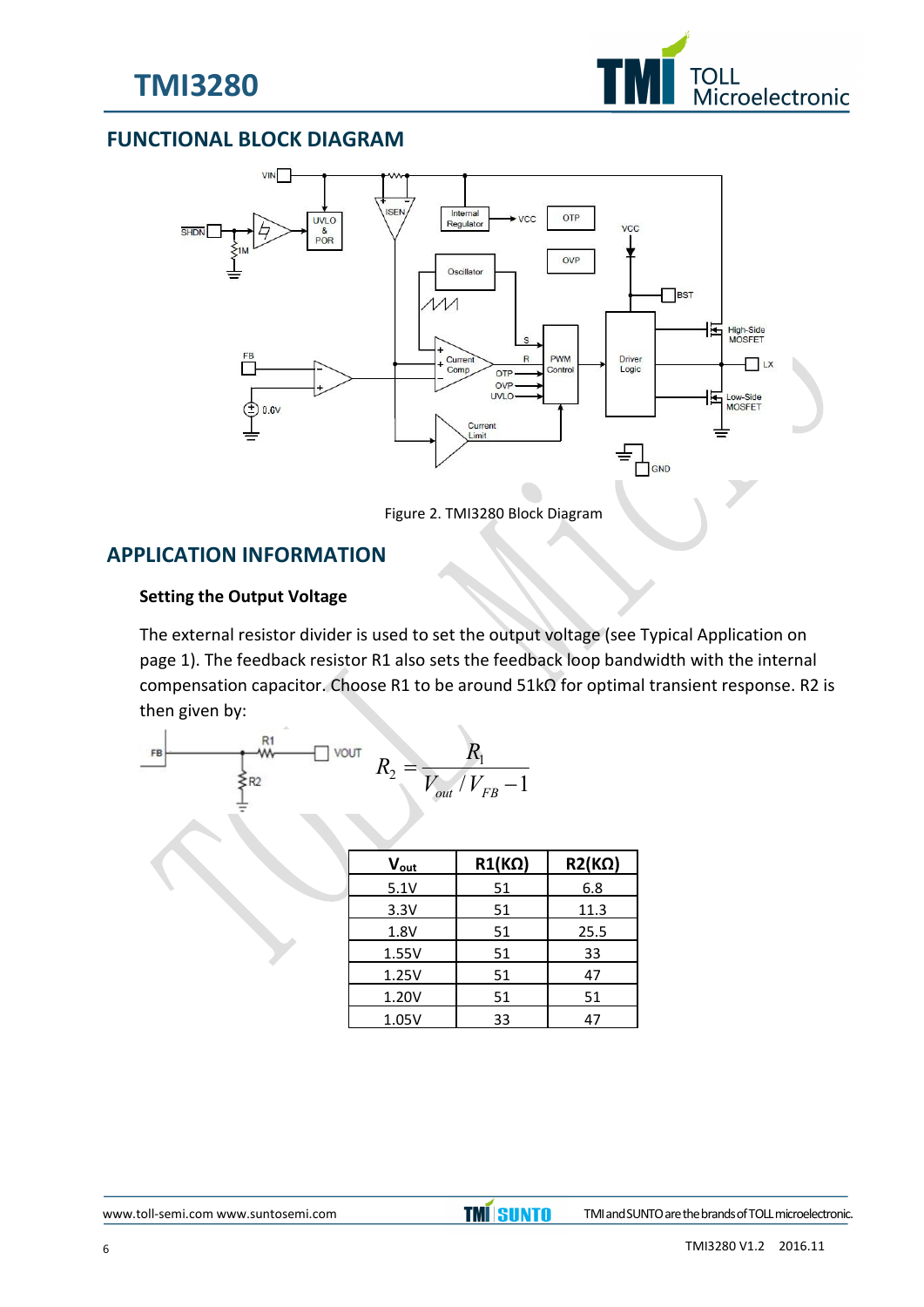## FUNCTIONAL BLOCK DIAGRAM

Figure 2. TMI3280 Block Diagram

## APPLICATION INFORMATION

### Setting the Output Voltage

The external resistor divider is used to set the output voltage (see Typical Application on page 1). The feedback resistor R1 also sets the feedback loop bandwidth with the internal compensation capacitor. Choose R1 to be around 51kΩ for optimal transient response. R2 is then given by:

$$R_2 = \frac{R_1}{V_{out} / V_{FB} - 1}$$

| $V_{out}$ | R1(KΩ) | R2(KΩ) |
|---|---|---|
| 5.1V | 51 | 6.8 |
| 3.3V | 51 | 11.3 |
| 1.8V | 51 | 25.5 |
| 1.55V | 51 | 33 |
| 1.25V | 51 | 47 |
| 1.20V | 51 | 51 |
| 1.05V | 33 | 47 |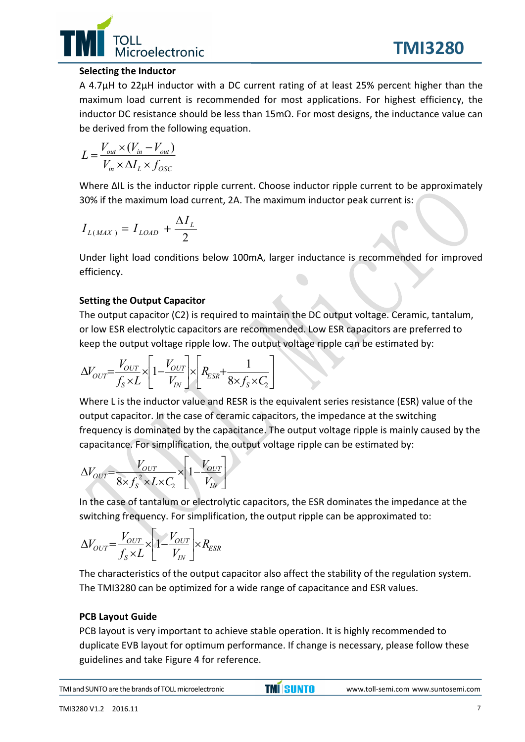### Selecting the Inductor

A 4.7μH to 22μH inductor with a DC current rating of at least 25% percent higher than the maximum load current is recommended for most applications. For highest efficiency, the inductor DC resistance should be less than 15mΩ. For most designs, the inductance value can be derived from the following equation.

$$L = \frac{V_{out} \times (V_{in} - V_{out})}{V_{in} \times \Delta I_L \times f_{OSC}}$$

Where ΔIL is the inductor ripple current. Choose inductor ripple current to be approximately 30% if the maximum load current, 2A. The maximum inductor peak current is:

$$I_{L(MAX)} = I_{LOAD} + \frac{\Delta I_L}{2}$$

Under light load conditions below 100mA, larger inductance is recommended for improved efficiency.

### Setting the Output Capacitor

The output capacitor (C2) is required to maintain the DC output voltage. Ceramic, tantalum, or low ESR electrolytic capacitors are recommended. Low ESR capacitors are preferred to keep the output voltage ripple low. The output voltage ripple can be estimated by:

$$\Delta V_{OUT} = \frac{V_{OUT}}{f_S \times L} \times \left[1 - \frac{V_{OUT}}{V_{IN}}\right] \times \left[R_{ESR} + \frac{1}{8 \times f_S \times C_2}\right]$$

Where L is the inductor value and RESR is the equivalent series resistance (ESR) value of the output capacitor. In the case of ceramic capacitors, the impedance at the switching frequency is dominated by the capacitance. The output voltage ripple is mainly caused by the capacitance. For simplification, the output voltage ripple can be estimated by:

$$\Delta V_{OUT} = \frac{V_{OUT}}{8 \times f_S^2 \times L \times C_2} \times \left[1 - \frac{V_{OUT}}{V_{IN}}\right]$$

In the case of tantalum or electrolytic capacitors, the ESR dominates the impedance at the switching frequency. For simplification, the output ripple can be approximated to:

$$\Delta V_{OUT} = \frac{V_{OUT}}{f_S \times L} \times \left[1 - \frac{V_{OUT}}{V_{IN}}\right] \times R_{ESR}$$

The characteristics of the output capacitor also affect the stability of the regulation system. The TMI3280 can be optimized for a wide range of capacitance and ESR values.

### PCB Layout Guide

PCB layout is very important to achieve stable operation. It is highly recommended to duplicate EVB layout for optimum performance. If change is necessary, please follow these guidelines and take Figure 4 for reference.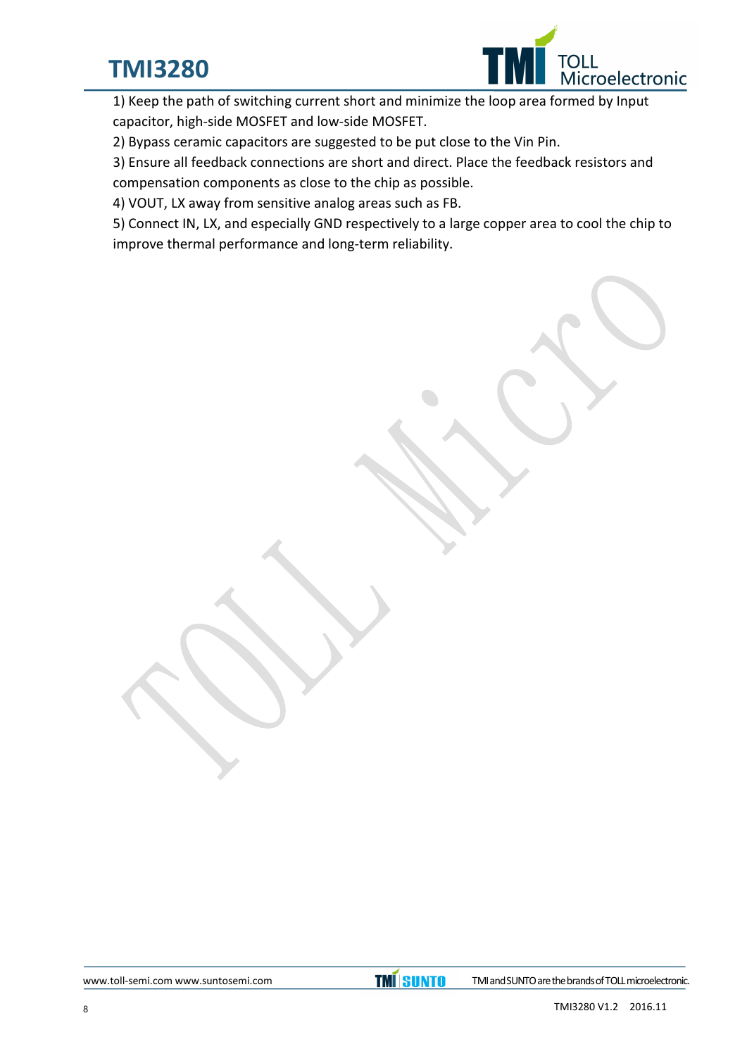1) Keep the path of switching current short and minimize the loop area formed by Input capacitor, high-side MOSFET and low-side MOSFET.

2) Bypass ceramic capacitors are suggested to be put close to the Vin Pin.

3) Ensure all feedback connections are short and direct. Place the feedback resistors and compensation components as close to the chip as possible.

4) VOUT, LX away from sensitive analog areas such as FB.

5) Connect IN, LX, and especially GND respectively to a large copper area to cool the chip to improve thermal performance and long-term reliability.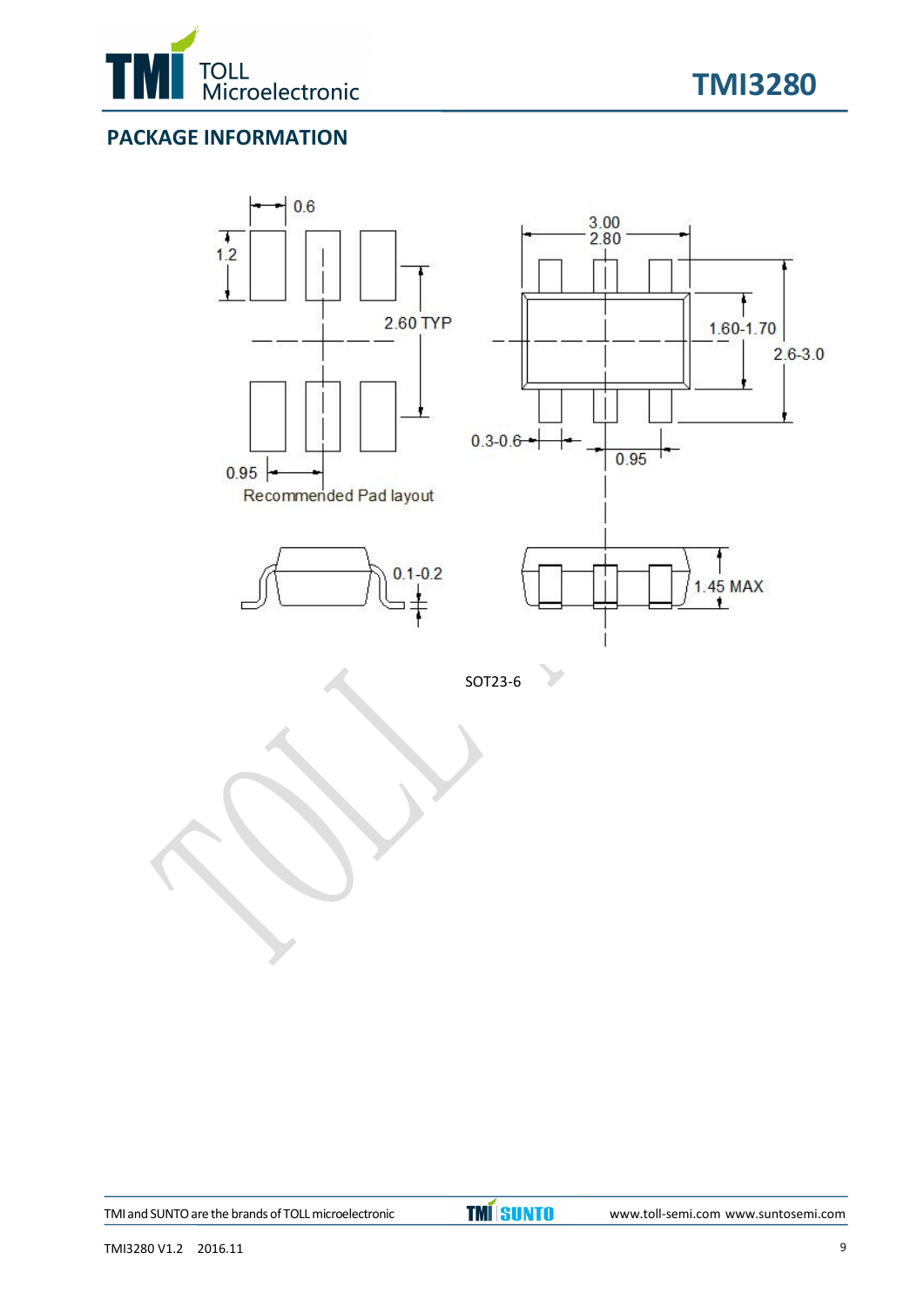## PACKAGE INFORMATION

0.6

1.2

2.60 TYP

0.95

Recommended Pad layout

3.00
2.80

1.60-1.70

2.6-3.0

0.3-0.6

0.95

0.1-0.2

1.45 MAX

SOT23-6